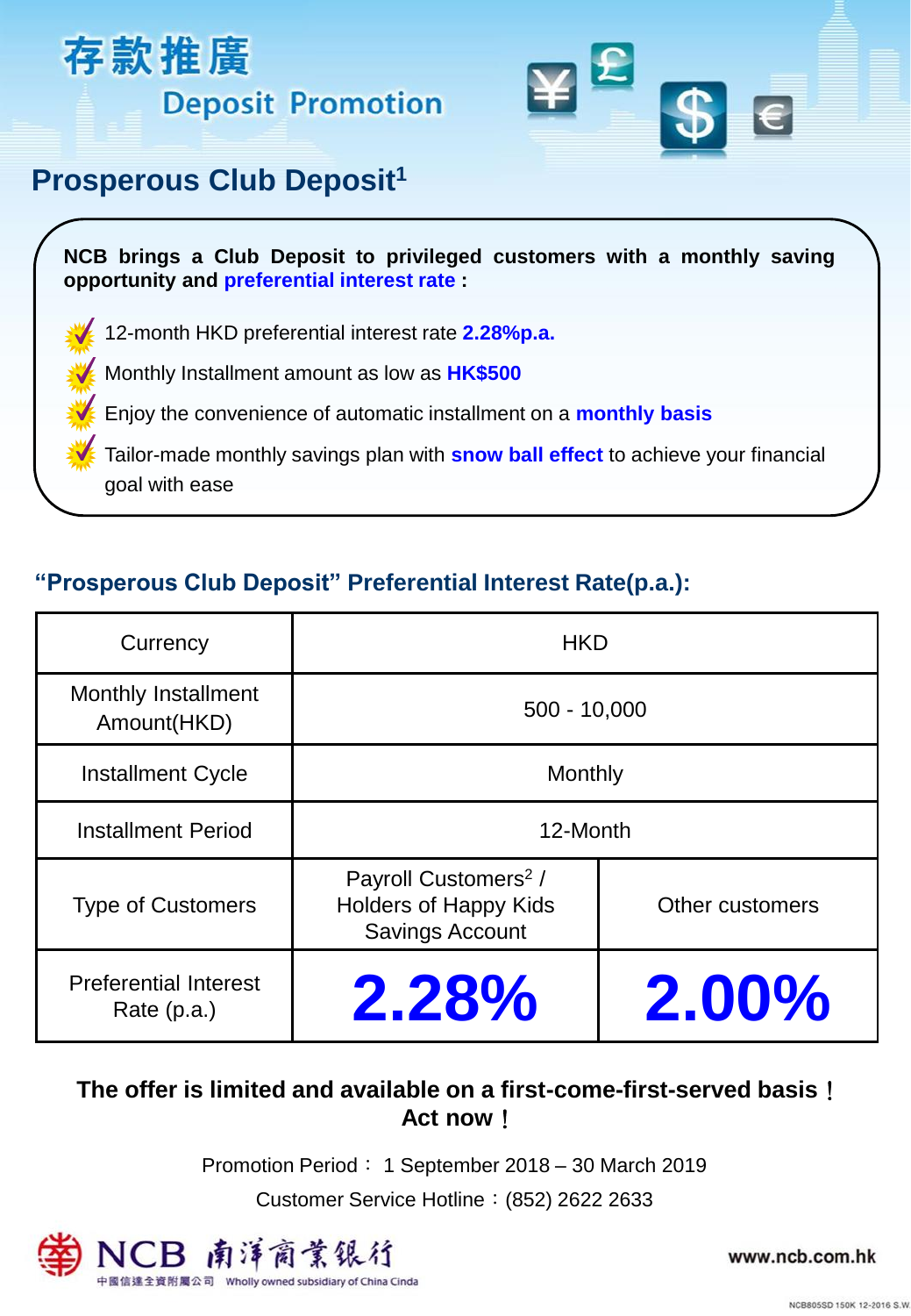# 存款推廣

## Deposit Promotion

## Prosperous Club Deposit[1]

**NCB brings a Club Deposit to privileged customers with a monthly saving opportunity and preferential interest rate :**

- 12-month HKD preferential interest rate **2.28%p.a.**
- Monthly Installment amount as low as **HK$500**
- Enjoy the convenience of automatic installment on a **monthly basis**
- Tailor-made monthly savings plan with **snow ball effect** to achieve your financial goal with ease

### "Prosperous Club Deposit" Preferential Interest Rate(p.a.):

| Currency | HKD | |
|---|---|---|
| Monthly Installment Amount(HKD) | 500 - 10,000 | |
| Installment Cycle | Monthly | |
| Installment Period | 12-Month | |
| Type of Customers | Payroll Customers[2] / Holders of Happy Kids Savings Account | Other customers |
| Preferential Interest Rate (p.a.) | **2.28%** | **2.00%** |

**The offer is limited and available on a first-come-first-served basis！**
**Act now！**

Promotion Period： 1 September 2018 – 30 March 2019

Customer Service Hotline：(852) 2622 2633

NCB 南洋商業銀行
中國信達全資附屬公司 Wholly owned subsidiary of China Cinda

www.ncb.com.hk

NCB805SD 150K 12-2016 S.W.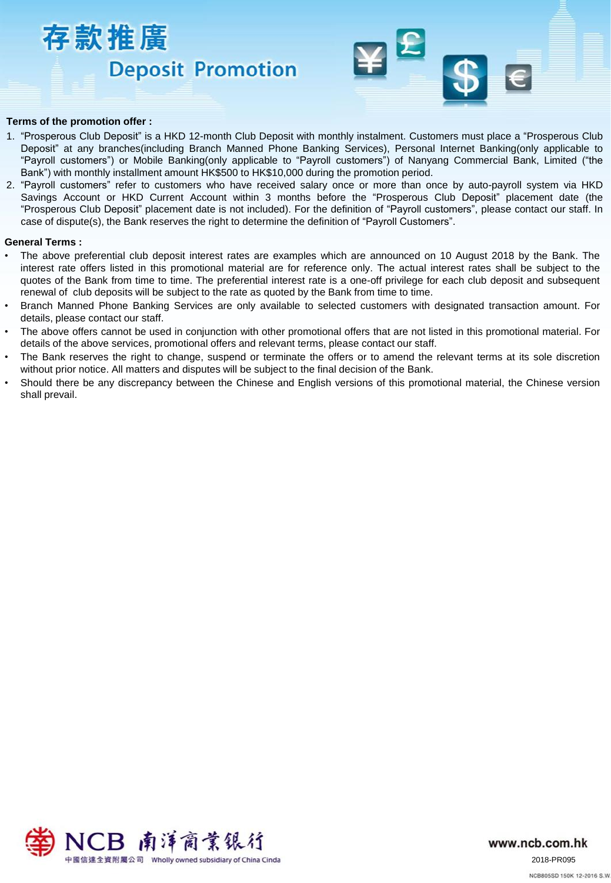# 存款推廣

## Deposit Promotion

**Terms of the promotion offer :**

1. "Prosperous Club Deposit" is a HKD 12-month Club Deposit with monthly instalment. Customers must place a "Prosperous Club Deposit" at any branches(including Branch Manned Phone Banking Services), Personal Internet Banking(only applicable to "Payroll customers") or Mobile Banking(only applicable to "Payroll customers") of Nanyang Commercial Bank, Limited ("the Bank") with monthly installment amount HK$500 to HK$10,000 during the promotion period.
2. "Payroll customers" refer to customers who have received salary once or more than once by auto-payroll system via HKD Savings Account or HKD Current Account within 3 months before the "Prosperous Club Deposit" placement date (the "Prosperous Club Deposit" placement date is not included). For the definition of "Payroll customers", please contact our staff. In case of dispute(s), the Bank reserves the right to determine the definition of "Payroll Customers".

**General Terms :**

- The above preferential club deposit interest rates are examples which are announced on 10 August 2018 by the Bank. The interest rate offers listed in this promotional material are for reference only. The actual interest rates shall be subject to the quotes of the Bank from time to time. The preferential interest rate is a one-off privilege for each club deposit and subsequent renewal of club deposits will be subject to the rate as quoted by the Bank from time to time.
- Branch Manned Phone Banking Services are only available to selected customers with designated transaction amount. For details, please contact our staff.
- The above offers cannot be used in conjunction with other promotional offers that are not listed in this promotional material. For details of the above services, promotional offers and relevant terms, please contact our staff.
- The Bank reserves the right to change, suspend or terminate the offers or to amend the relevant terms at its sole discretion without prior notice. All matters and disputes will be subject to the final decision of the Bank.
- Should there be any discrepancy between the Chinese and English versions of this promotional material, the Chinese version shall prevail.

NCB 南洋商業銀行

中國信達全資附屬公司 Wholly owned subsidiary of China Cinda

www.ncb.com.hk

2018-PR095

NCB805SD 150K 12-2016 S.W.